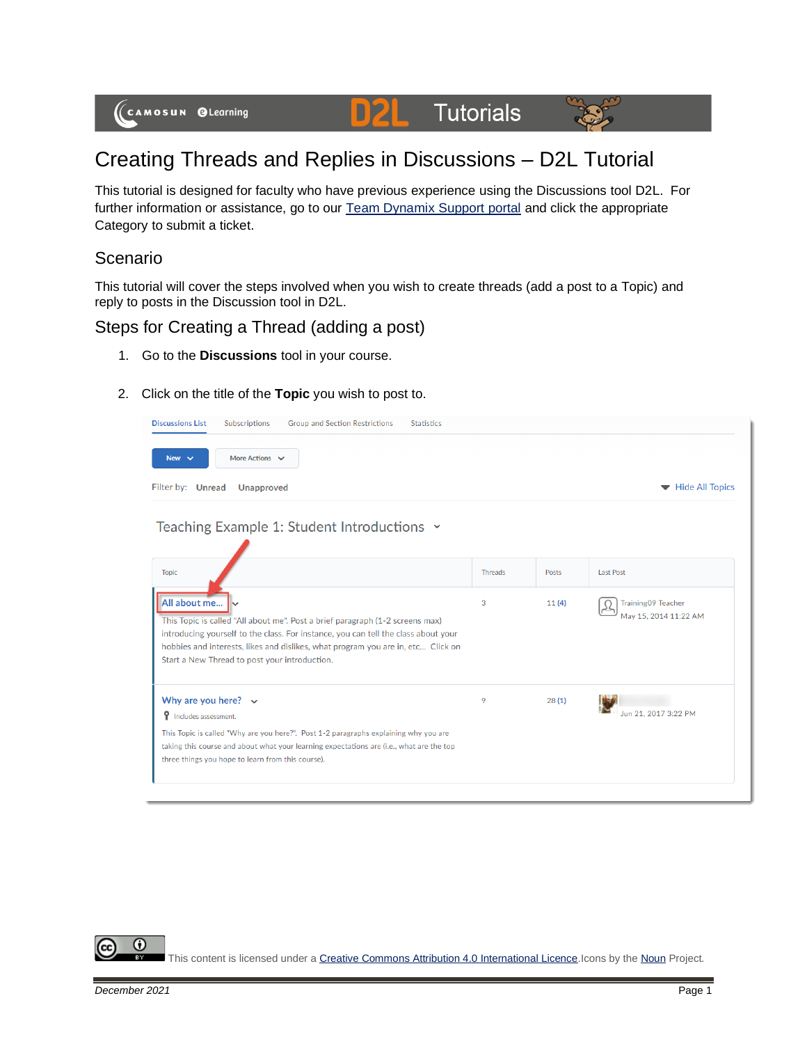# Creating Threads and Replies in Discussions – D2L Tutorial

This tutorial is designed for faculty who have previous experience using the Discussions tool D2L. For further information or assistance, go to our Team Dynamix Support portal and click the appropriate Category to submit a ticket.

## Scenario

This tutorial will cover the steps involved when you wish to create threads (add a post to a Topic) and reply to posts in the Discussion tool in D2L.

## Steps for Creating a Thread (adding a post)

1. Go to the **Discussions** tool in your course.
2. Click on the title of the **Topic** you wish to post to.

This content is licensed under a Creative Commons Attribution 4.0 International Licence. Icons by the Noun Project.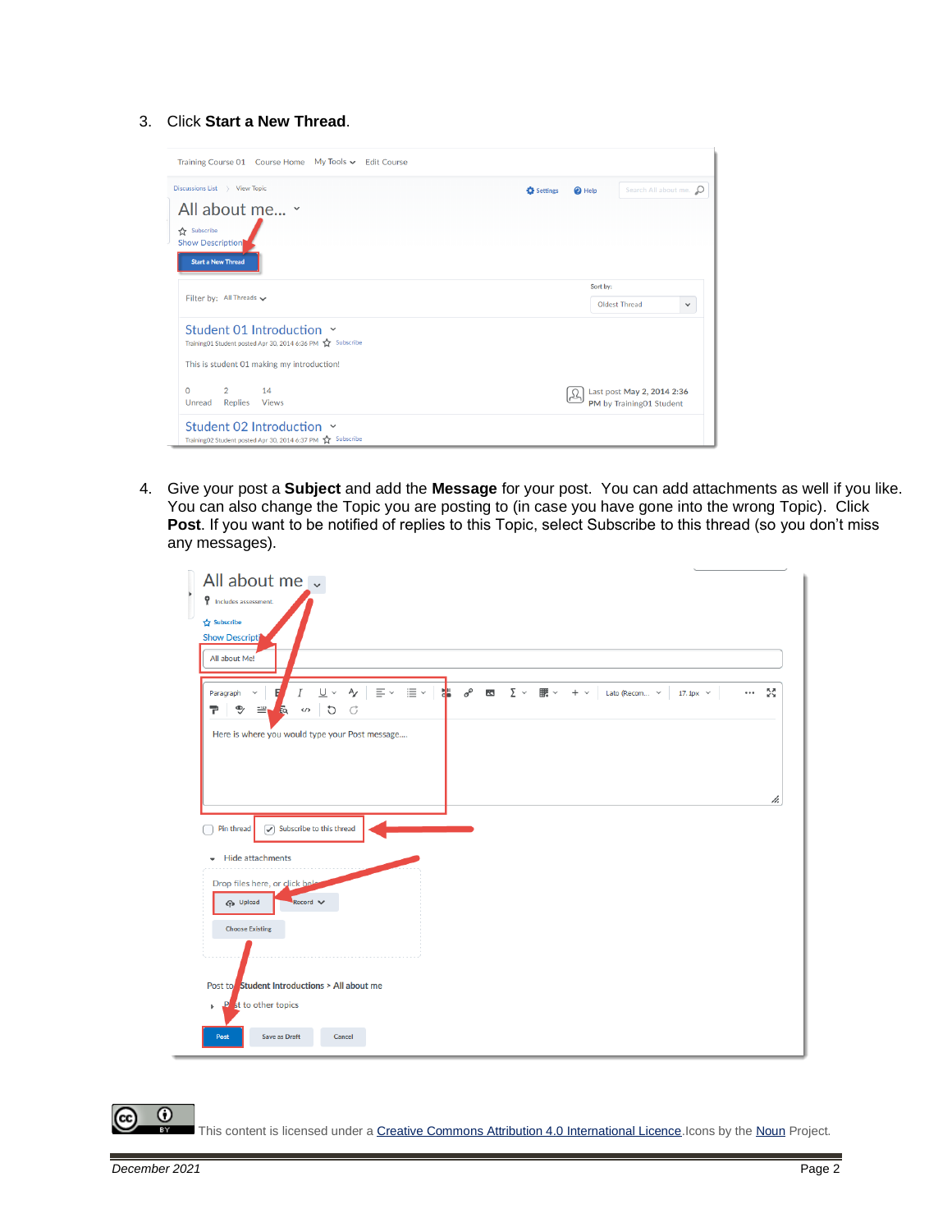3. Click **Start a New Thread**.

4. Give your post a **Subject** and add the **Message** for your post. You can add attachments as well if you like. You can also change the Topic you are posting to (in case you have gone into the wrong Topic). Click **Post**. If you want to be notified of replies to this Topic, select Subscribe to this thread (so you don't miss any messages).

This content is licensed under a Creative Commons Attribution 4.0 International Licence. Icons by the Noun Project.

December 2021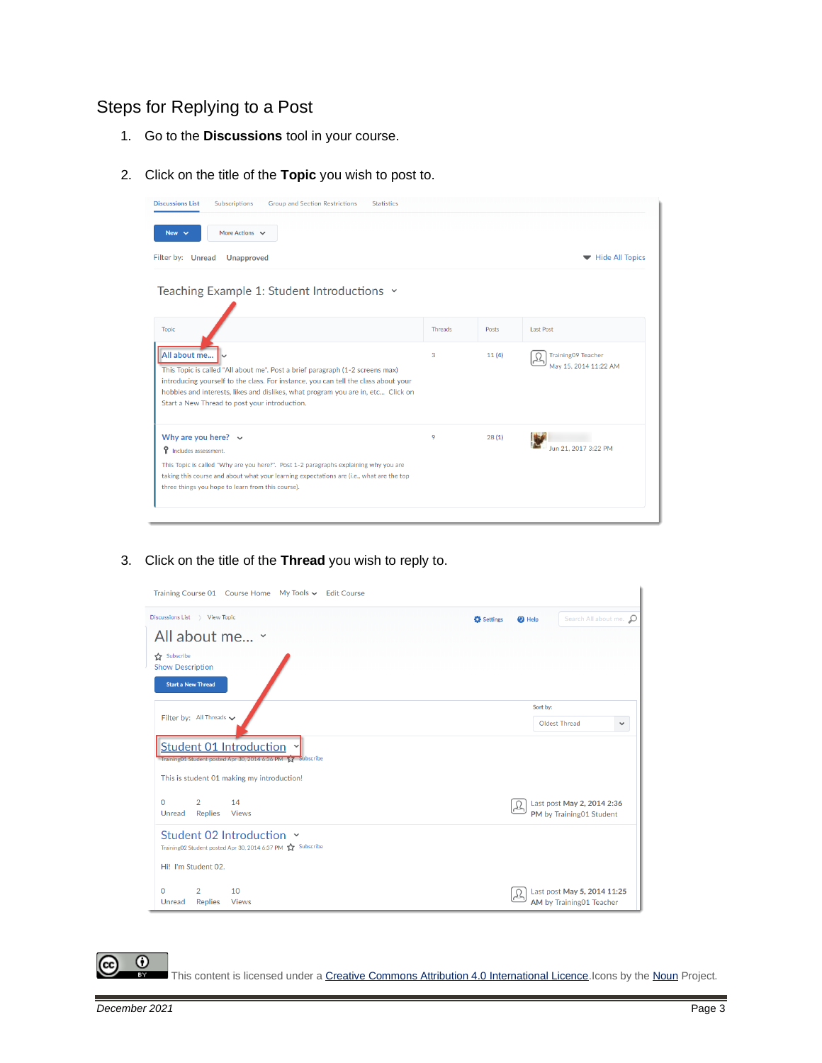## Steps for Replying to a Post

1. Go to the **Discussions** tool in your course.

2. Click on the title of the **Topic** you wish to post to.

3. Click on the title of the **Thread** you wish to reply to.

This content is licensed under a Creative Commons Attribution 4.0 International Licence. Icons by the Noun Project.

*December 2021*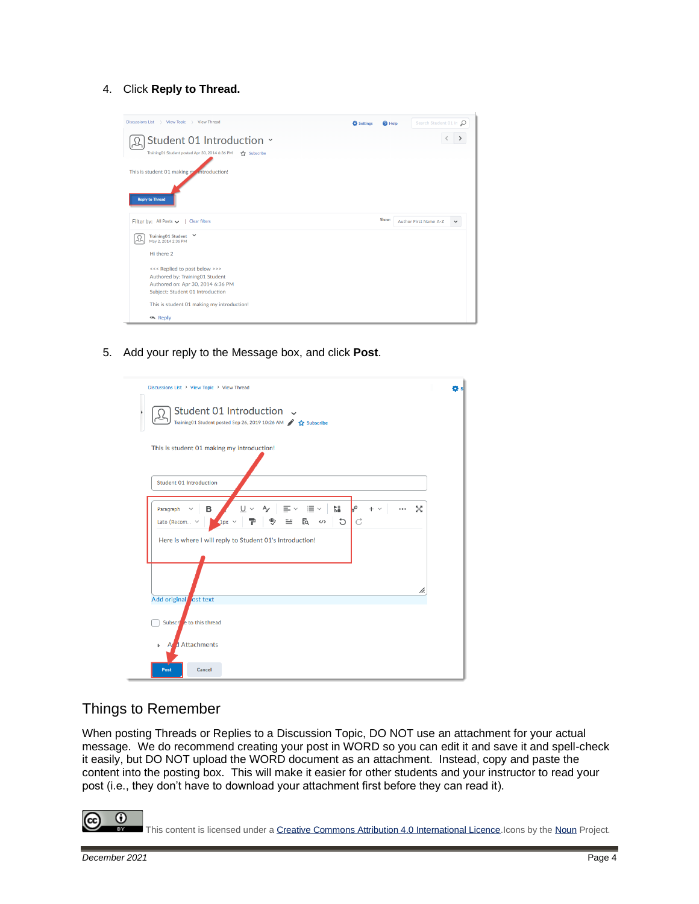4. Click **Reply to Thread.**

5. Add your reply to the Message box, and click **Post**.

## Things to Remember

When posting Threads or Replies to a Discussion Topic, DO NOT use an attachment for your actual message. We do recommend creating your post in WORD so you can edit it and save it and spell-check it easily, but DO NOT upload the WORD document as an attachment. Instead, copy and paste the content into the posting box. This will make it easier for other students and your instructor to read your post (i.e., they don't have to download your attachment first before they can read it).

This content is licensed under a Creative Commons Attribution 4.0 International Licence. Icons by the Noun Project.

*December 2021*